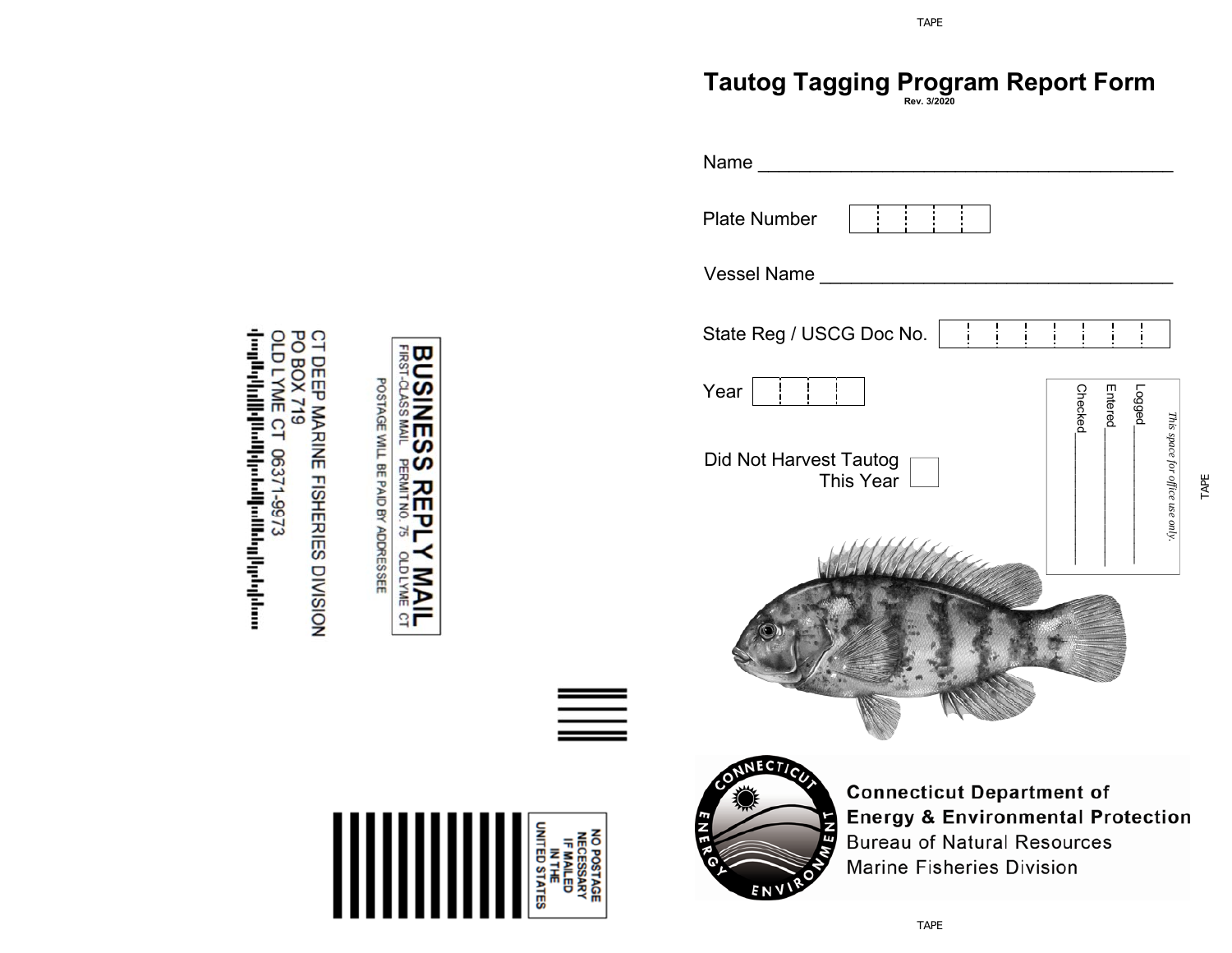# Tautog Tagging Program Report Form

**Rev. 3/2020**

Name ______________________________________

Plate Number

Vessel Name ________________________________

State Reg / USCG Doc No.

Year

Did Not Harvest Tautog This Year

*This space for office use only.*

Logged______

Entered______

Checked______

**Connecticut Department of Energy & Environmental Protection**

Bureau of Natural Resources

Marine Fisheries Division

**BUSINESS REPLY MAIL**

FIRST-CLASS MAIL PERMIT NO. 75 OLD LYME CT

POSTAGE WILL BE PAID BY ADDRESSEE

CT DEEP MARINE FISHERIES DIVISION
PO BOX 719
OLD LYME CT 06371-9973

NO POSTAGE NECESSARY IF MAILED IN THE UNITED STATES

TAPE

TAPE

TAPE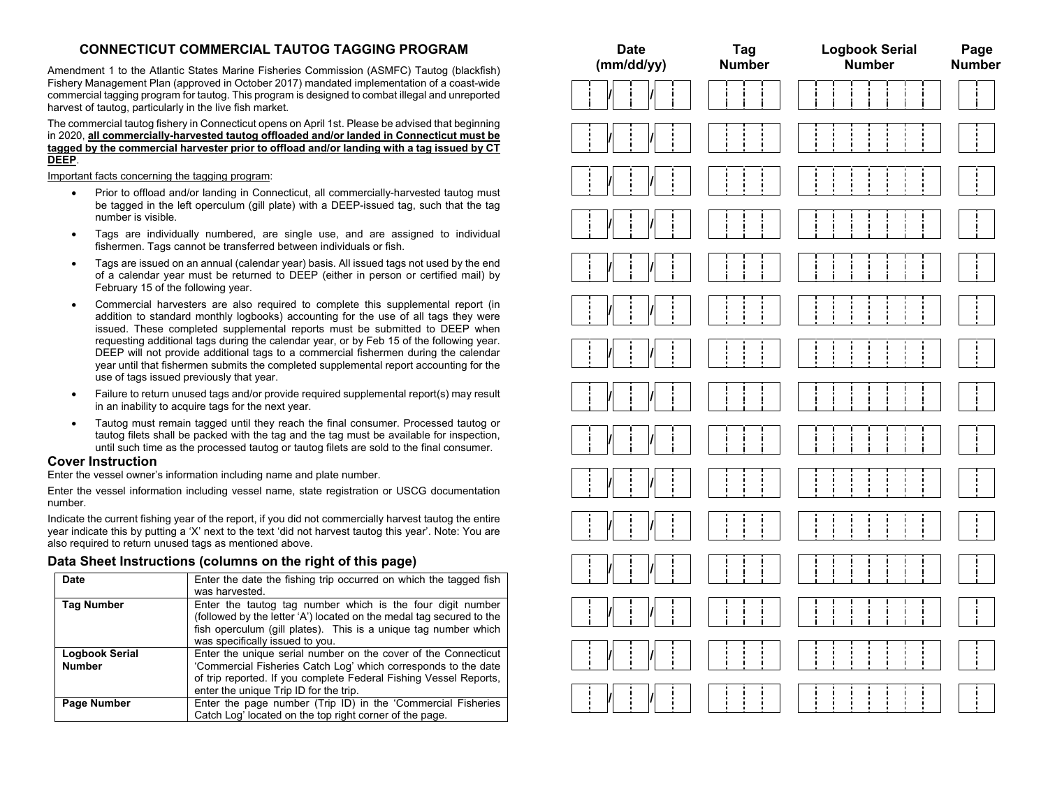## CONNECTICUT COMMERCIAL TAUTOG TAGGING PROGRAM

Amendment 1 to the Atlantic States Marine Fisheries Commission (ASMFC) Tautog (blackfish) Fishery Management Plan (approved in October 2017) mandated implementation of a coast-wide commercial tagging program for tautog. This program is designed to combat illegal and unreported harvest of tautog, particularly in the live fish market.

The commercial tautog fishery in Connecticut opens on April 1st. Please be advised that beginning in 2020, **all commercially-harvested tautog offloaded and/or landed in Connecticut must be tagged by the commercial harvester prior to offload and/or landing with a tag issued by CT DEEP**.

Important facts concerning the tagging program:

- Prior to offload and/or landing in Connecticut, all commercially-harvested tautog must be tagged in the left operculum (gill plate) with a DEEP-issued tag, such that the tag number is visible.
- Tags are individually numbered, are single use, and are assigned to individual fishermen. Tags cannot be transferred between individuals or fish.
- Tags are issued on an annual (calendar year) basis. All issued tags not used by the end of a calendar year must be returned to DEEP (either in person or certified mail) by February 15 of the following year.
- Commercial harvesters are also required to complete this supplemental report (in addition to standard monthly logbooks) accounting for the use of all tags they were issued. These completed supplemental reports must be submitted to DEEP when requesting additional tags during the calendar year, or by Feb 15 of the following year. DEEP will not provide additional tags to a commercial fishermen during the calendar year until that fishermen submits the completed supplemental report accounting for the use of tags issued previously that year.
- Failure to return unused tags and/or provide required supplemental report(s) may result in an inability to acquire tags for the next year.
- Tautog must remain tagged until they reach the final consumer. Processed tautog or tautog filets shall be packed with the tag and the tag must be available for inspection, until such time as the processed tautog or tautog filets are sold to the final consumer.

### Cover Instruction

Enter the vessel owner's information including name and plate number.

Enter the vessel information including vessel name, state registration or USCG documentation number.

Indicate the current fishing year of the report, if you did not commercially harvest tautog the entire year indicate this by putting a 'X' next to the text 'did not harvest tautog this year'. Note: You are also required to return unused tags as mentioned above.

### Data Sheet Instructions (columns on the right of this page)

| | |
|---|---|
| **Date** | Enter the date the fishing trip occurred on which the tagged fish was harvested. |
| **Tag Number** | Enter the tautog tag number which is the four digit number (followed by the letter 'A') located on the medal tag secured to the fish operculum (gill plates). This is a unique tag number which was specifically issued to you. |
| **Logbook Serial Number** | Enter the unique serial number on the cover of the Connecticut 'Commercial Fisheries Catch Log' which corresponds to the date of trip reported. If you complete Federal Fishing Vessel Reports, enter the unique Trip ID for the trip. |
| **Page Number** | Enter the page number (Trip ID) in the 'Commercial Fisheries Catch Log' located on the top right corner of the page. |

| Date (mm/dd/yy) | Tag Number | Logbook Serial Number | Page Number |
|---|---|---|---|
| / / | | | |
| / / | | | |
| / / | | | |
| / / | | | |
| / / | | | |
| / / | | | |
| / / | | | |
| / / | | | |
| / / | | | |
| / / | | | |
| / / | | | |
| / / | | | |
| / / | | | |
| / / | | | |
| / / | | | |